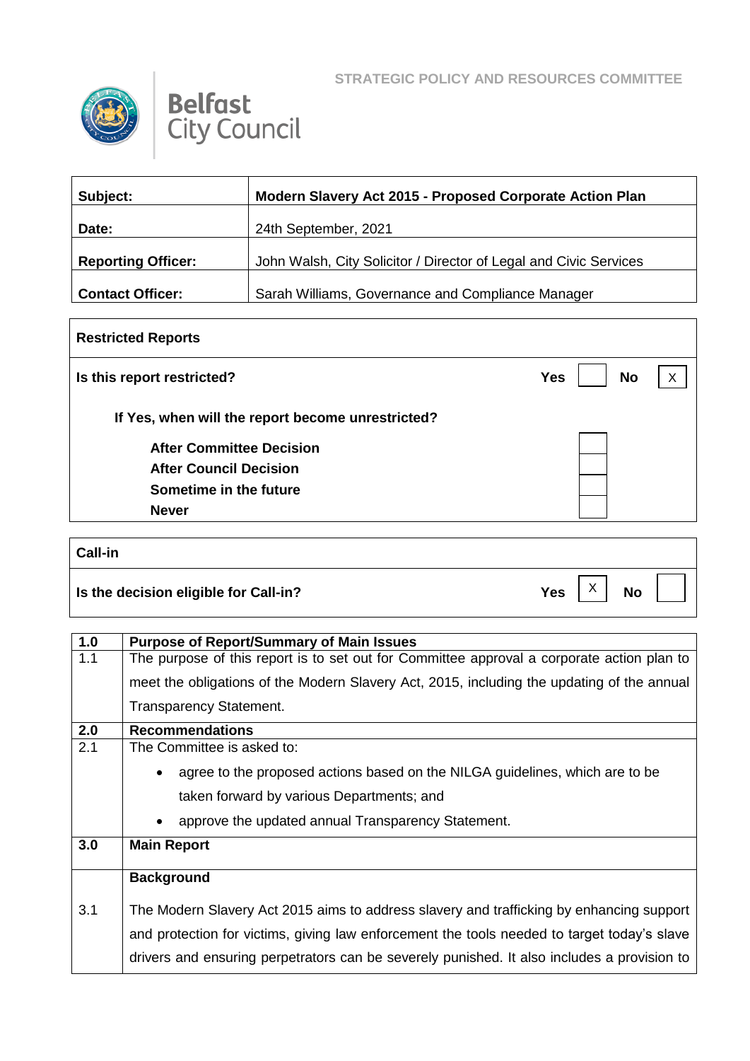STRATEGIC POLICY AND RESOURCES COMMITTEE

Belfast City Council

| | |
|---|---|
| **Subject:** | **Modern Slavery Act 2015 - Proposed Corporate Action Plan** |
| **Date:** | 24th September, 2021 |
| **Reporting Officer:** | John Walsh, City Solicitor / Director of Legal and Civic Services |
| **Contact Officer:** | Sarah Williams, Governance and Compliance Manager |

| **Restricted Reports** | | | | |
|---|---|---|---|---|
| **Is this report restricted?** | **Yes** | | **No** | X |
| **If Yes, when will the report become unrestricted?** | | | | |
| **After Committee Decision** | | | | |
| **After Council Decision** | | | | |
| **Sometime in the future** | | | | |
| **Never** | | | | |

| **Call-in** | | | | |
|---|---|---|---|---|
| **Is the decision eligible for Call-in?** | **Yes** | X | **No** | |

| | |
|---|---|
| **1.0** | **Purpose of Report/Summary of Main Issues** |
| 1.1 | The purpose of this report is to set out for Committee approval a corporate action plan to meet the obligations of the Modern Slavery Act, 2015, including the updating of the annual Transparency Statement. |
| **2.0** | **Recommendations** |
| 2.1 | The Committee is asked to:<br>• agree to the proposed actions based on the NILGA guidelines, which are to be taken forward by various Departments; and<br>• approve the updated annual Transparency Statement. |
| **3.0** | **Main Report** |
| | **Background** |
| 3.1 | The Modern Slavery Act 2015 aims to address slavery and trafficking by enhancing support and protection for victims, giving law enforcement the tools needed to target today's slave drivers and ensuring perpetrators can be severely punished. It also includes a provision to |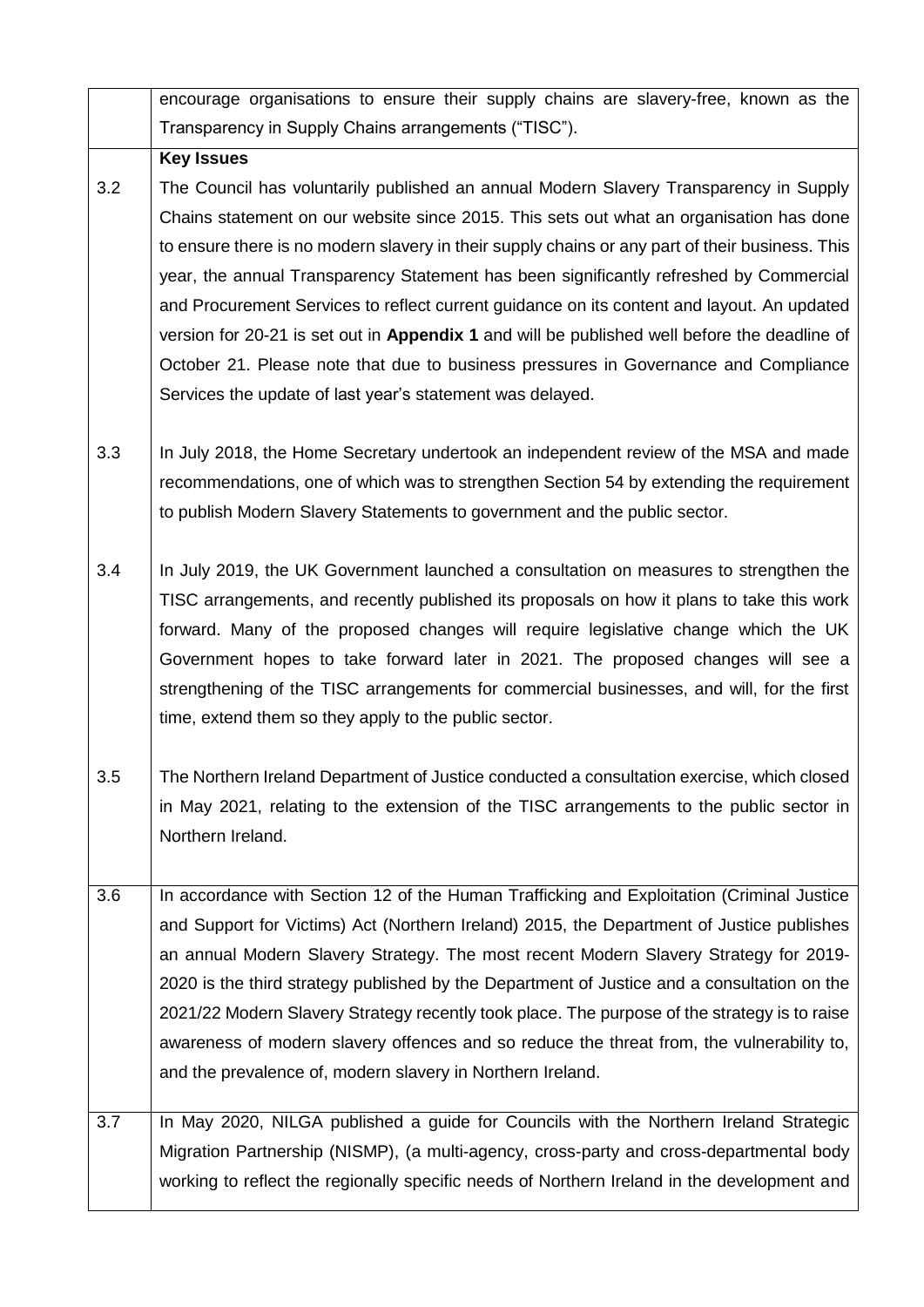| | |
|---|---|
| | encourage organisations to ensure their supply chains are slavery-free, known as the Transparency in Supply Chains arrangements ("TISC"). |
| | **Key Issues** |
| 3.2 | The Council has voluntarily published an annual Modern Slavery Transparency in Supply Chains statement on our website since 2015. This sets out what an organisation has done to ensure there is no modern slavery in their supply chains or any part of their business. This year, the annual Transparency Statement has been significantly refreshed by Commercial and Procurement Services to reflect current guidance on its content and layout. An updated version for 20-21 is set out in **Appendix 1** and will be published well before the deadline of October 21. Please note that due to business pressures in Governance and Compliance Services the update of last year's statement was delayed. |
| 3.3 | In July 2018, the Home Secretary undertook an independent review of the MSA and made recommendations, one of which was to strengthen Section 54 by extending the requirement to publish Modern Slavery Statements to government and the public sector. |
| 3.4 | In July 2019, the UK Government launched a consultation on measures to strengthen the TISC arrangements, and recently published its proposals on how it plans to take this work forward. Many of the proposed changes will require legislative change which the UK Government hopes to take forward later in 2021. The proposed changes will see a strengthening of the TISC arrangements for commercial businesses, and will, for the first time, extend them so they apply to the public sector. |
| 3.5 | The Northern Ireland Department of Justice conducted a consultation exercise, which closed in May 2021, relating to the extension of the TISC arrangements to the public sector in Northern Ireland. |
| 3.6 | In accordance with Section 12 of the Human Trafficking and Exploitation (Criminal Justice and Support for Victims) Act (Northern Ireland) 2015, the Department of Justice publishes an annual Modern Slavery Strategy. The most recent Modern Slavery Strategy for 2019-2020 is the third strategy published by the Department of Justice and a consultation on the 2021/22 Modern Slavery Strategy recently took place. The purpose of the strategy is to raise awareness of modern slavery offences and so reduce the threat from, the vulnerability to, and the prevalence of, modern slavery in Northern Ireland. |
| 3.7 | In May 2020, NILGA published a guide for Councils with the Northern Ireland Strategic Migration Partnership (NISMP), (a multi-agency, cross-party and cross-departmental body working to reflect the regionally specific needs of Northern Ireland in the development and |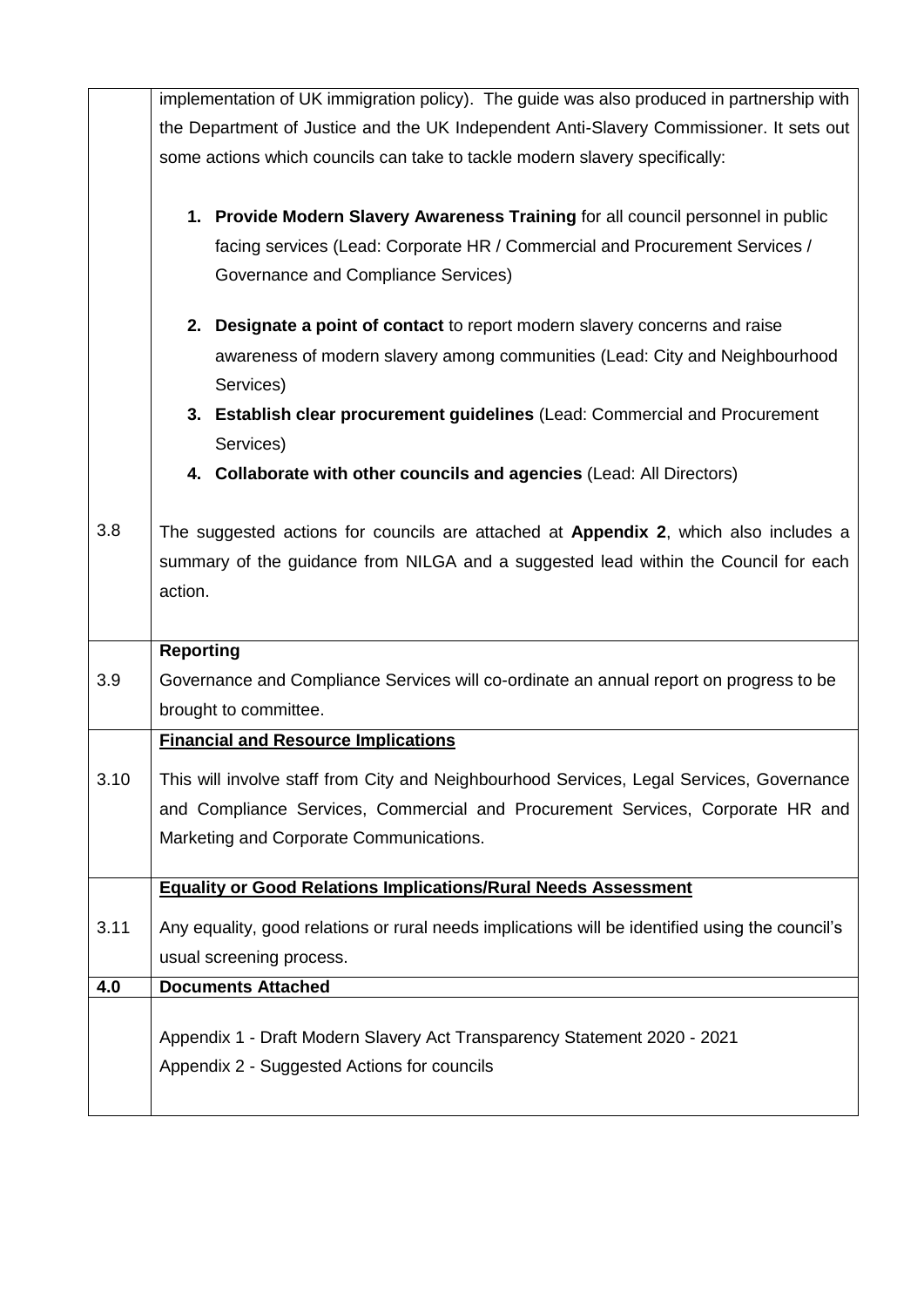| | |
|---|---|
| | implementation of UK immigration policy). The guide was also produced in partnership with the Department of Justice and the UK Independent Anti-Slavery Commissioner. It sets out some actions which councils can take to tackle modern slavery specifically:<br><br>1. **Provide Modern Slavery Awareness Training** for all council personnel in public facing services (Lead: Corporate HR / Commercial and Procurement Services / Governance and Compliance Services)<br>2. **Designate a point of contact** to report modern slavery concerns and raise awareness of modern slavery among communities (Lead: City and Neighbourhood Services)<br>3. **Establish clear procurement guidelines** (Lead: Commercial and Procurement Services)<br>4. **Collaborate with other councils and agencies** (Lead: All Directors) |
| 3.8 | The suggested actions for councils are attached at **Appendix 2**, which also includes a summary of the guidance from NILGA and a suggested lead within the Council for each action. |
| 3.9 | **Reporting**<br>Governance and Compliance Services will co-ordinate an annual report on progress to be brought to committee. |
| 3.10 | **Financial and Resource Implications**<br>This will involve staff from City and Neighbourhood Services, Legal Services, Governance and Compliance Services, Commercial and Procurement Services, Corporate HR and Marketing and Corporate Communications. |
| 3.11 | **Equality or Good Relations Implications/Rural Needs Assessment**<br>Any equality, good relations or rural needs implications will be identified using the council's usual screening process. |
| **4.0** | **Documents Attached** |
| | Appendix 1 - Draft Modern Slavery Act Transparency Statement 2020 - 2021<br>Appendix 2 - Suggested Actions for councils |